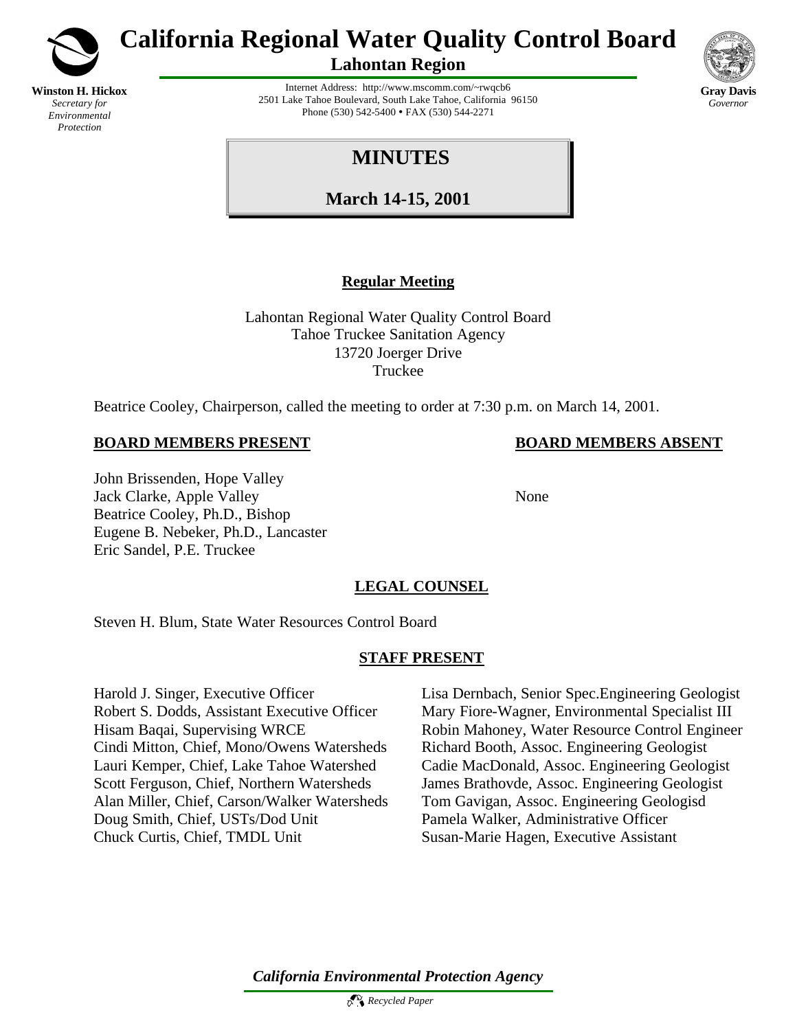# California Regional Water Quality Control Board

## Lahontan Region

**Winston H. Hickox**
*Secretary for Environmental Protection*

Internet Address: http://www.mscomm.com/~rwqcb6
2501 Lake Tahoe Boulevard, South Lake Tahoe, California 96150
Phone (530) 542-5400 • FAX (530) 544-2271

**Gray Davis**
*Governor*

# MINUTES

## March 14-15, 2001

### Regular Meeting

Lahontan Regional Water Quality Control Board
Tahoe Truckee Sanitation Agency
13720 Joerger Drive
Truckee

Beatrice Cooley, Chairperson, called the meeting to order at 7:30 p.m. on March 14, 2001.

**BOARD MEMBERS PRESENT**

John Brissenden, Hope Valley
Jack Clarke, Apple Valley
Beatrice Cooley, Ph.D., Bishop
Eugene B. Nebeker, Ph.D., Lancaster
Eric Sandel, P.E. Truckee

**BOARD MEMBERS ABSENT**

None

**LEGAL COUNSEL**

Steven H. Blum, State Water Resources Control Board

**STAFF PRESENT**

Harold J. Singer, Executive Officer
Robert S. Dodds, Assistant Executive Officer
Hisam Baqai, Supervising WRCE
Cindi Mitton, Chief, Mono/Owens Watersheds
Lauri Kemper, Chief, Lake Tahoe Watershed
Scott Ferguson, Chief, Northern Watersheds
Alan Miller, Chief, Carson/Walker Watersheds
Doug Smith, Chief, USTs/Dod Unit
Chuck Curtis, Chief, TMDL Unit
Lisa Dernbach, Senior Spec.Engineering Geologist
Mary Fiore-Wagner, Environmental Specialist III
Robin Mahoney, Water Resource Control Engineer
Richard Booth, Assoc. Engineering Geologist
Cadie MacDonald, Assoc. Engineering Geologist
James Brathovde, Assoc. Engineering Geologist
Tom Gavigan, Assoc. Engineering Geologisd
Pamela Walker, Administrative Officer
Susan-Marie Hagen, Executive Assistant

*California Environmental Protection Agency*

*Recycled Paper*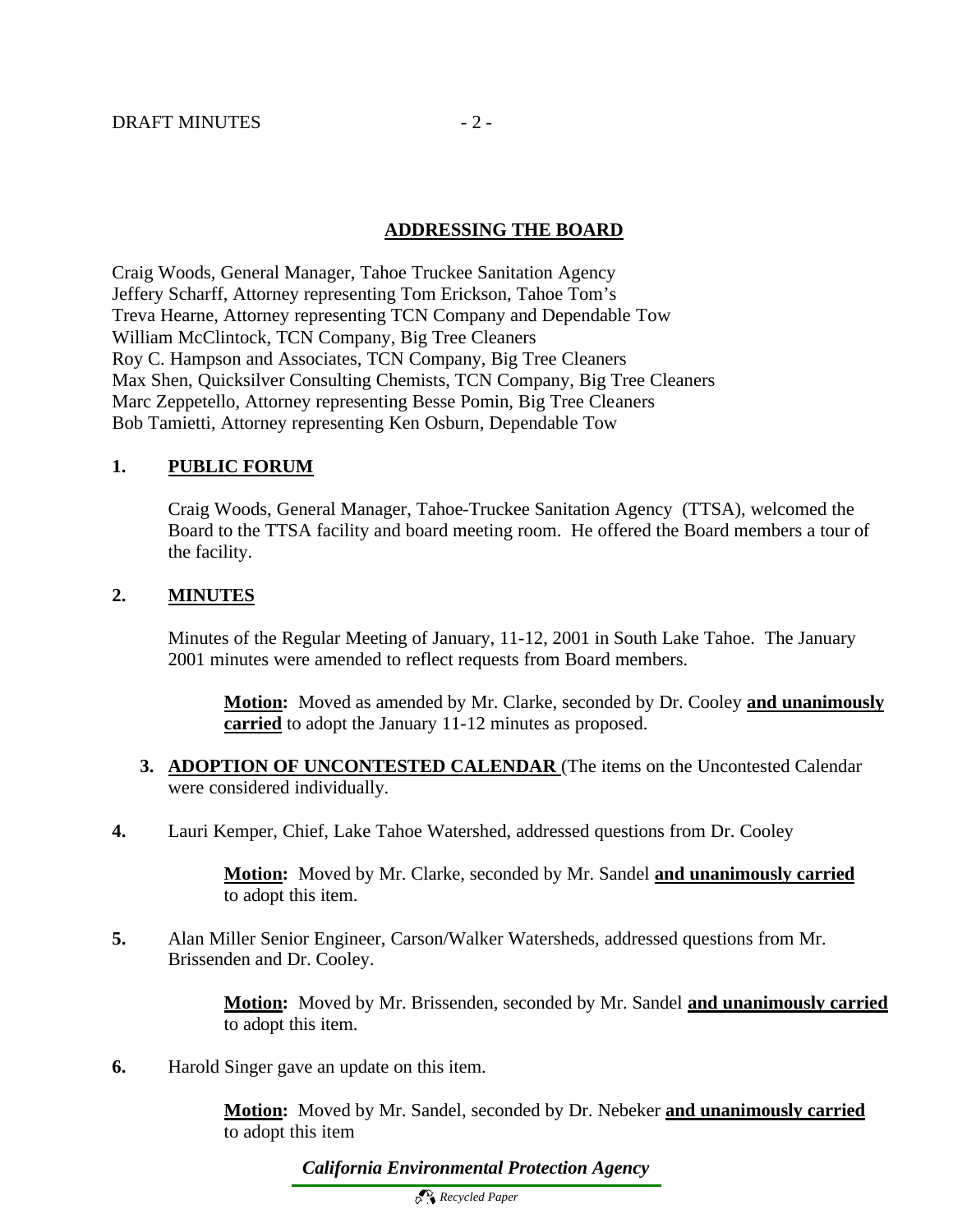## ADDRESSING THE BOARD

Craig Woods, General Manager, Tahoe Truckee Sanitation Agency
Jeffery Scharff, Attorney representing Tom Erickson, Tahoe Tom's
Treva Hearne, Attorney representing TCN Company and Dependable Tow
William McClintock, TCN Company, Big Tree Cleaners
Roy C. Hampson and Associates, TCN Company, Big Tree Cleaners
Max Shen, Quicksilver Consulting Chemists, TCN Company, Big Tree Cleaners
Marc Zeppetello, Attorney representing Besse Pomin, Big Tree Cleaners
Bob Tamietti, Attorney representing Ken Osburn, Dependable Tow

**1. PUBLIC FORUM**

Craig Woods, General Manager, Tahoe-Truckee Sanitation Agency (TTSA), welcomed the Board to the TTSA facility and board meeting room. He offered the Board members a tour of the facility.

**2. MINUTES**

Minutes of the Regular Meeting of January, 11-12, 2001 in South Lake Tahoe. The January 2001 minutes were amended to reflect requests from Board members.

> **Motion:** Moved as amended by Mr. Clarke, seconded by Dr. Cooley **and unanimously carried** to adopt the January 11-12 minutes as proposed.

**3. ADOPTION OF UNCONTESTED CALENDAR** (The items on the Uncontested Calendar were considered individually.

**4.** Lauri Kemper, Chief, Lake Tahoe Watershed, addressed questions from Dr. Cooley

> **Motion:** Moved by Mr. Clarke, seconded by Mr. Sandel **and unanimously carried** to adopt this item.

**5.** Alan Miller Senior Engineer, Carson/Walker Watersheds, addressed questions from Mr. Brissenden and Dr. Cooley.

> **Motion:** Moved by Mr. Brissenden, seconded by Mr. Sandel **and unanimously carried** to adopt this item.

**6.** Harold Singer gave an update on this item.

> **Motion:** Moved by Mr. Sandel, seconded by Dr. Nebeker **and unanimously carried** to adopt this item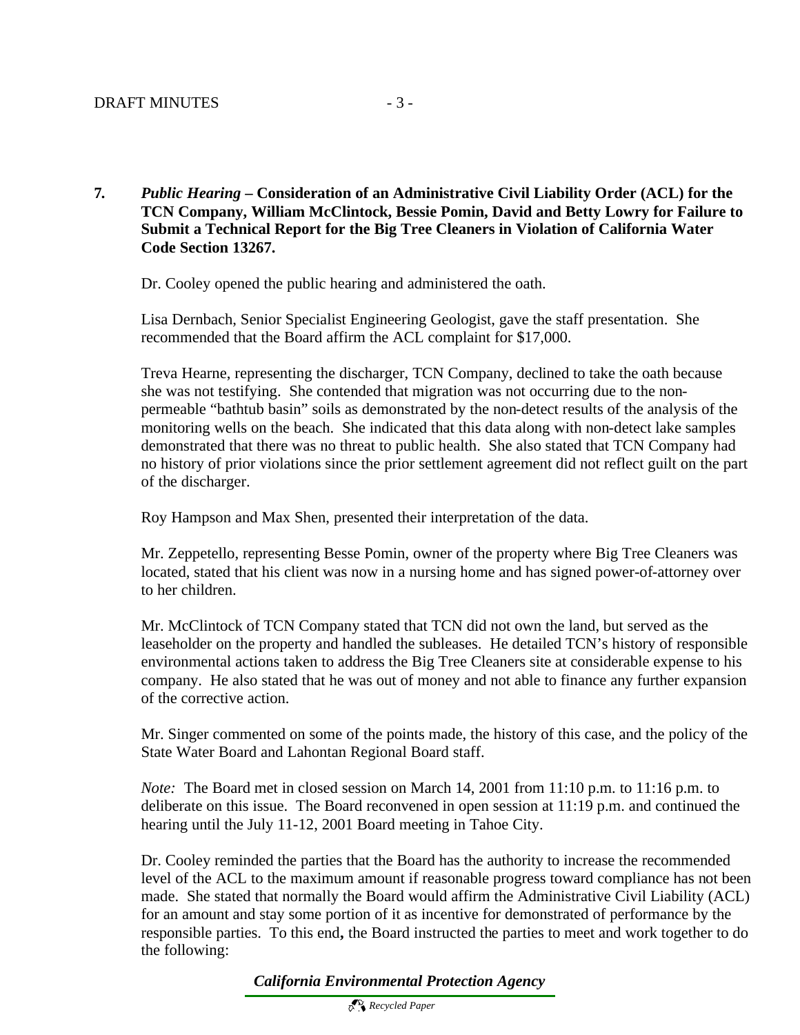**7.** ***Public Hearing* – Consideration of an Administrative Civil Liability Order (ACL) for the TCN Company, William McClintock, Bessie Pomin, David and Betty Lowry for Failure to Submit a Technical Report for the Big Tree Cleaners in Violation of California Water Code Section 13267.**

Dr. Cooley opened the public hearing and administered the oath.

Lisa Dernbach, Senior Specialist Engineering Geologist, gave the staff presentation. She recommended that the Board affirm the ACL complaint for $17,000.

Treva Hearne, representing the discharger, TCN Company, declined to take the oath because she was not testifying. She contended that migration was not occurring due to the non-permeable "bathtub basin" soils as demonstrated by the non-detect results of the analysis of the monitoring wells on the beach. She indicated that this data along with non-detect lake samples demonstrated that there was no threat to public health. She also stated that TCN Company had no history of prior violations since the prior settlement agreement did not reflect guilt on the part of the discharger.

Roy Hampson and Max Shen, presented their interpretation of the data.

Mr. Zeppetello, representing Besse Pomin, owner of the property where Big Tree Cleaners was located, stated that his client was now in a nursing home and has signed power-of-attorney over to her children.

Mr. McClintock of TCN Company stated that TCN did not own the land, but served as the leaseholder on the property and handled the subleases. He detailed TCN's history of responsible environmental actions taken to address the Big Tree Cleaners site at considerable expense to his company. He also stated that he was out of money and not able to finance any further expansion of the corrective action.

Mr. Singer commented on some of the points made, the history of this case, and the policy of the State Water Board and Lahontan Regional Board staff.

*Note:* The Board met in closed session on March 14, 2001 from 11:10 p.m. to 11:16 p.m. to deliberate on this issue. The Board reconvened in open session at 11:19 p.m. and continued the hearing until the July 11-12, 2001 Board meeting in Tahoe City.

Dr. Cooley reminded the parties that the Board has the authority to increase the recommended level of the ACL to the maximum amount if reasonable progress toward compliance has not been made. She stated that normally the Board would affirm the Administrative Civil Liability (ACL) for an amount and stay some portion of it as incentive for demonstrated of performance by the responsible parties. To this end**,** the Board instructed the parties to meet and work together to do the following: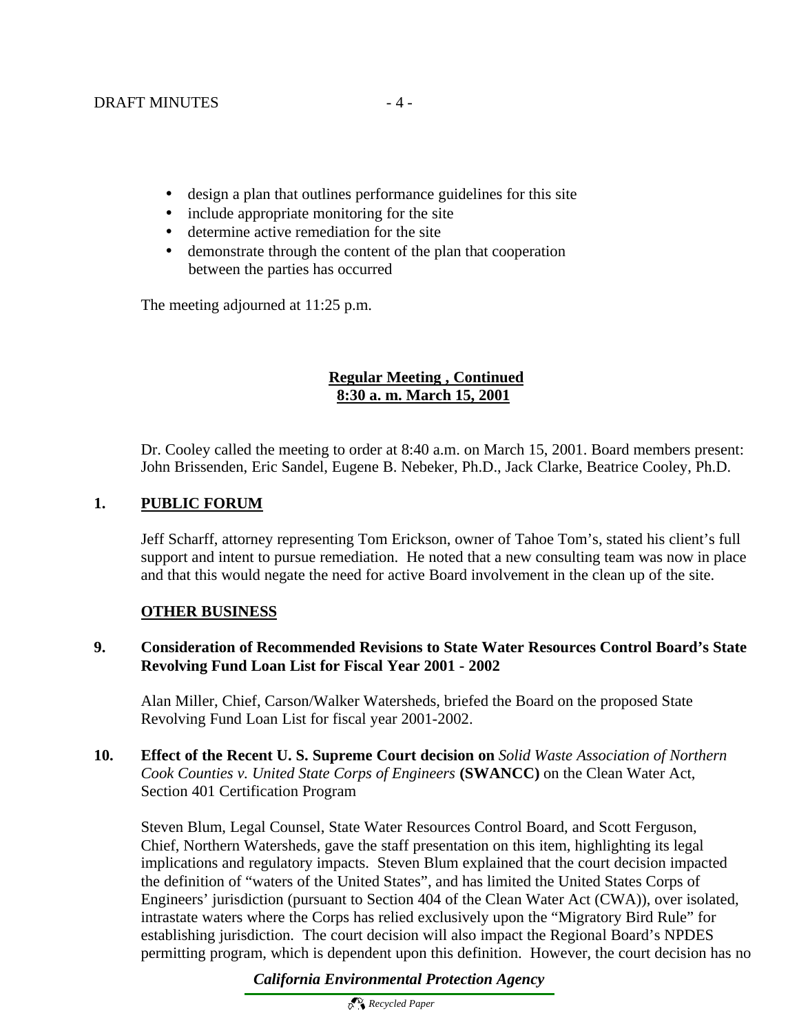- design a plan that outlines performance guidelines for this site
- include appropriate monitoring for the site
- determine active remediation for the site
- demonstrate through the content of the plan that cooperation between the parties has occurred

The meeting adjourned at 11:25 p.m.

**Regular Meeting , Continued**
**8:30 a. m. March 15, 2001**

Dr. Cooley called the meeting to order at 8:40 a.m. on March 15, 2001. Board members present: John Brissenden, Eric Sandel, Eugene B. Nebeker, Ph.D., Jack Clarke, Beatrice Cooley, Ph.D.

**1. PUBLIC FORUM**

Jeff Scharff, attorney representing Tom Erickson, owner of Tahoe Tom's, stated his client's full support and intent to pursue remediation. He noted that a new consulting team was now in place and that this would negate the need for active Board involvement in the clean up of the site.

**OTHER BUSINESS**

**9. Consideration of Recommended Revisions to State Water Resources Control Board's State Revolving Fund Loan List for Fiscal Year 2001 - 2002**

Alan Miller, Chief, Carson/Walker Watersheds, briefed the Board on the proposed State Revolving Fund Loan List for fiscal year 2001-2002.

**10. Effect of the Recent U. S. Supreme Court decision on** ***Solid Waste Association of Northern Cook Counties v. United State Corps of Engineers*** **(SWANCC)** on the Clean Water Act, Section 401 Certification Program

Steven Blum, Legal Counsel, State Water Resources Control Board, and Scott Ferguson, Chief, Northern Watersheds, gave the staff presentation on this item, highlighting its legal implications and regulatory impacts. Steven Blum explained that the court decision impacted the definition of "waters of the United States", and has limited the United States Corps of Engineers' jurisdiction (pursuant to Section 404 of the Clean Water Act (CWA)), over isolated, intrastate waters where the Corps has relied exclusively upon the "Migratory Bird Rule" for establishing jurisdiction. The court decision will also impact the Regional Board's NPDES permitting program, which is dependent upon this definition. However, the court decision has no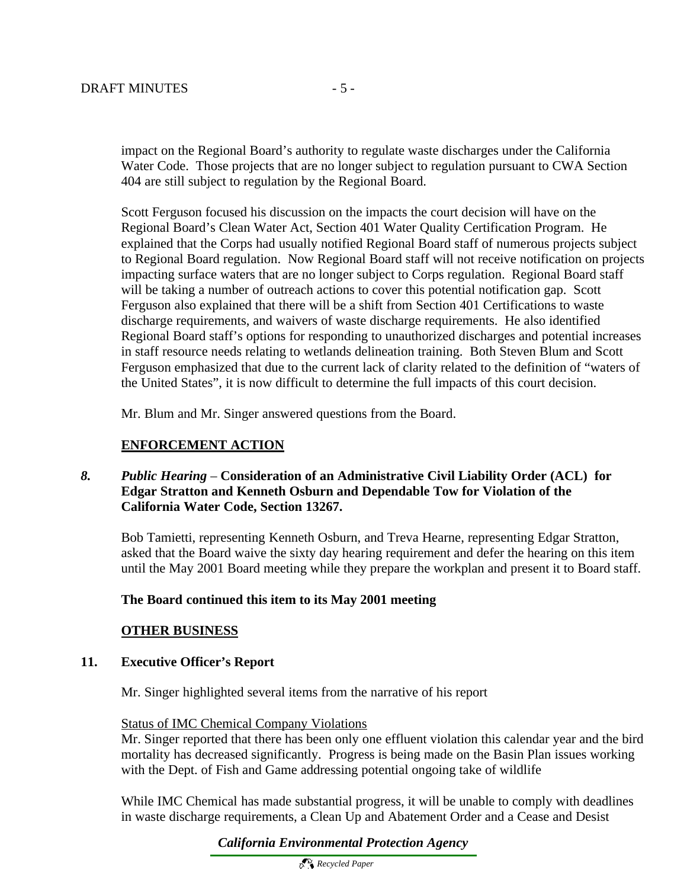impact on the Regional Board's authority to regulate waste discharges under the California Water Code. Those projects that are no longer subject to regulation pursuant to CWA Section 404 are still subject to regulation by the Regional Board.

Scott Ferguson focused his discussion on the impacts the court decision will have on the Regional Board's Clean Water Act, Section 401 Water Quality Certification Program. He explained that the Corps had usually notified Regional Board staff of numerous projects subject to Regional Board regulation. Now Regional Board staff will not receive notification on projects impacting surface waters that are no longer subject to Corps regulation. Regional Board staff will be taking a number of outreach actions to cover this potential notification gap. Scott Ferguson also explained that there will be a shift from Section 401 Certifications to waste discharge requirements, and waivers of waste discharge requirements. He also identified Regional Board staff's options for responding to unauthorized discharges and potential increases in staff resource needs relating to wetlands delineation training. Both Steven Blum and Scott Ferguson emphasized that due to the current lack of clarity related to the definition of "waters of the United States", it is now difficult to determine the full impacts of this court decision.

Mr. Blum and Mr. Singer answered questions from the Board.

## ENFORCEMENT ACTION

**8.** ***Public Hearing*** – **Consideration of an Administrative Civil Liability Order (ACL) for Edgar Stratton and Kenneth Osburn and Dependable Tow for Violation of the California Water Code, Section 13267.**

Bob Tamietti, representing Kenneth Osburn, and Treva Hearne, representing Edgar Stratton, asked that the Board waive the sixty day hearing requirement and defer the hearing on this item until the May 2001 Board meeting while they prepare the workplan and present it to Board staff.

**The Board continued this item to its May 2001 meeting**

## OTHER BUSINESS

**11. Executive Officer's Report**

Mr. Singer highlighted several items from the narrative of his report

Status of IMC Chemical Company Violations

Mr. Singer reported that there has been only one effluent violation this calendar year and the bird mortality has decreased significantly. Progress is being made on the Basin Plan issues working with the Dept. of Fish and Game addressing potential ongoing take of wildlife

While IMC Chemical has made substantial progress, it will be unable to comply with deadlines in waste discharge requirements, a Clean Up and Abatement Order and a Cease and Desist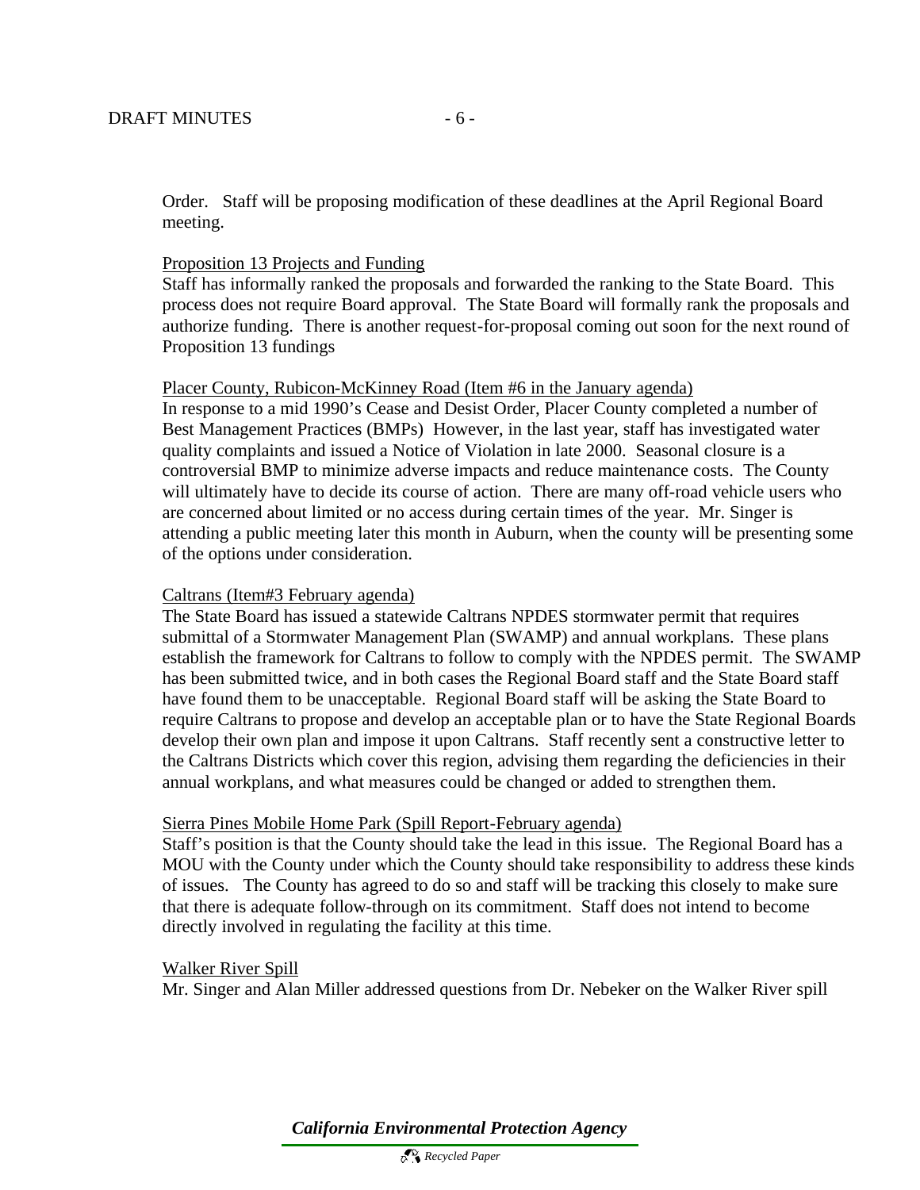Order. Staff will be proposing modification of these deadlines at the April Regional Board meeting.

<u>Proposition 13 Projects and Funding</u>
Staff has informally ranked the proposals and forwarded the ranking to the State Board. This process does not require Board approval. The State Board will formally rank the proposals and authorize funding. There is another request-for-proposal coming out soon for the next round of Proposition 13 fundings

<u>Placer County, Rubicon-McKinney Road (Item #6 in the January agenda)</u>
In response to a mid 1990's Cease and Desist Order, Placer County completed a number of Best Management Practices (BMPs) However, in the last year, staff has investigated water quality complaints and issued a Notice of Violation in late 2000. Seasonal closure is a controversial BMP to minimize adverse impacts and reduce maintenance costs. The County will ultimately have to decide its course of action. There are many off-road vehicle users who are concerned about limited or no access during certain times of the year. Mr. Singer is attending a public meeting later this month in Auburn, when the county will be presenting some of the options under consideration.

<u>Caltrans (Item#3 February agenda)</u>
The State Board has issued a statewide Caltrans NPDES stormwater permit that requires submittal of a Stormwater Management Plan (SWAMP) and annual workplans. These plans establish the framework for Caltrans to follow to comply with the NPDES permit. The SWAMP has been submitted twice, and in both cases the Regional Board staff and the State Board staff have found them to be unacceptable. Regional Board staff will be asking the State Board to require Caltrans to propose and develop an acceptable plan or to have the State Regional Boards develop their own plan and impose it upon Caltrans. Staff recently sent a constructive letter to the Caltrans Districts which cover this region, advising them regarding the deficiencies in their annual workplans, and what measures could be changed or added to strengthen them.

<u>Sierra Pines Mobile Home Park (Spill Report-February agenda)</u>
Staff's position is that the County should take the lead in this issue. The Regional Board has a MOU with the County under which the County should take responsibility to address these kinds of issues. The County has agreed to do so and staff will be tracking this closely to make sure that there is adequate follow-through on its commitment. Staff does not intend to become directly involved in regulating the facility at this time.

<u>Walker River Spill</u>
Mr. Singer and Alan Miller addressed questions from Dr. Nebeker on the Walker River spill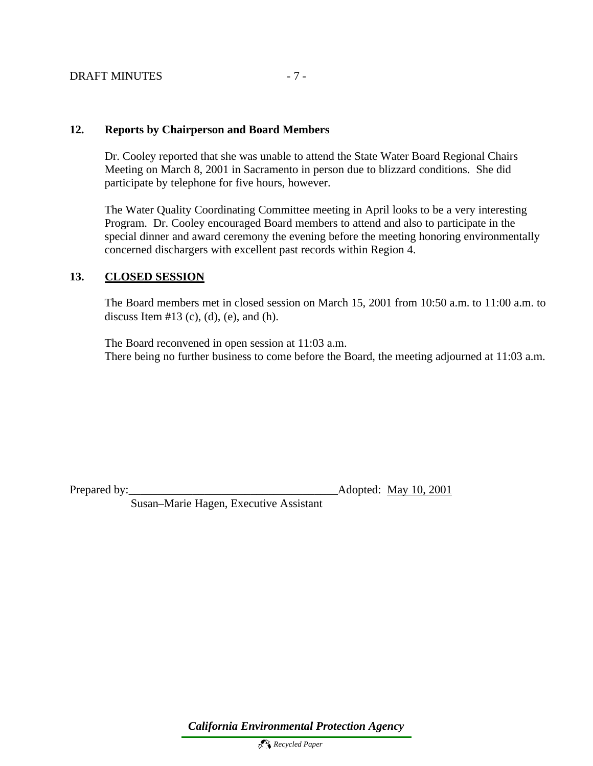## 12. Reports by Chairperson and Board Members

Dr. Cooley reported that she was unable to attend the State Water Board Regional Chairs Meeting on March 8, 2001 in Sacramento in person due to blizzard conditions. She did participate by telephone for five hours, however.

The Water Quality Coordinating Committee meeting in April looks to be a very interesting Program. Dr. Cooley encouraged Board members to attend and also to participate in the special dinner and award ceremony the evening before the meeting honoring environmentally concerned dischargers with excellent past records within Region 4.

## 13. CLOSED SESSION

The Board members met in closed session on March 15, 2001 from 10:50 a.m. to 11:00 a.m. to discuss Item #13 (c), (d), (e), and (h).

The Board reconvened in open session at 11:03 a.m.
There being no further business to come before the Board, the meeting adjourned at 11:03 a.m.

Prepared by:\_\_\_\_\_\_\_\_\_\_\_\_\_\_\_\_\_\_\_\_\_\_\_\_\_\_\_\_\_\_\_\_\_\_\_\_ Adopted: May 10, 2001

Susan–Marie Hagen, Executive Assistant

*California Environmental Protection Agency*

*Recycled Paper*